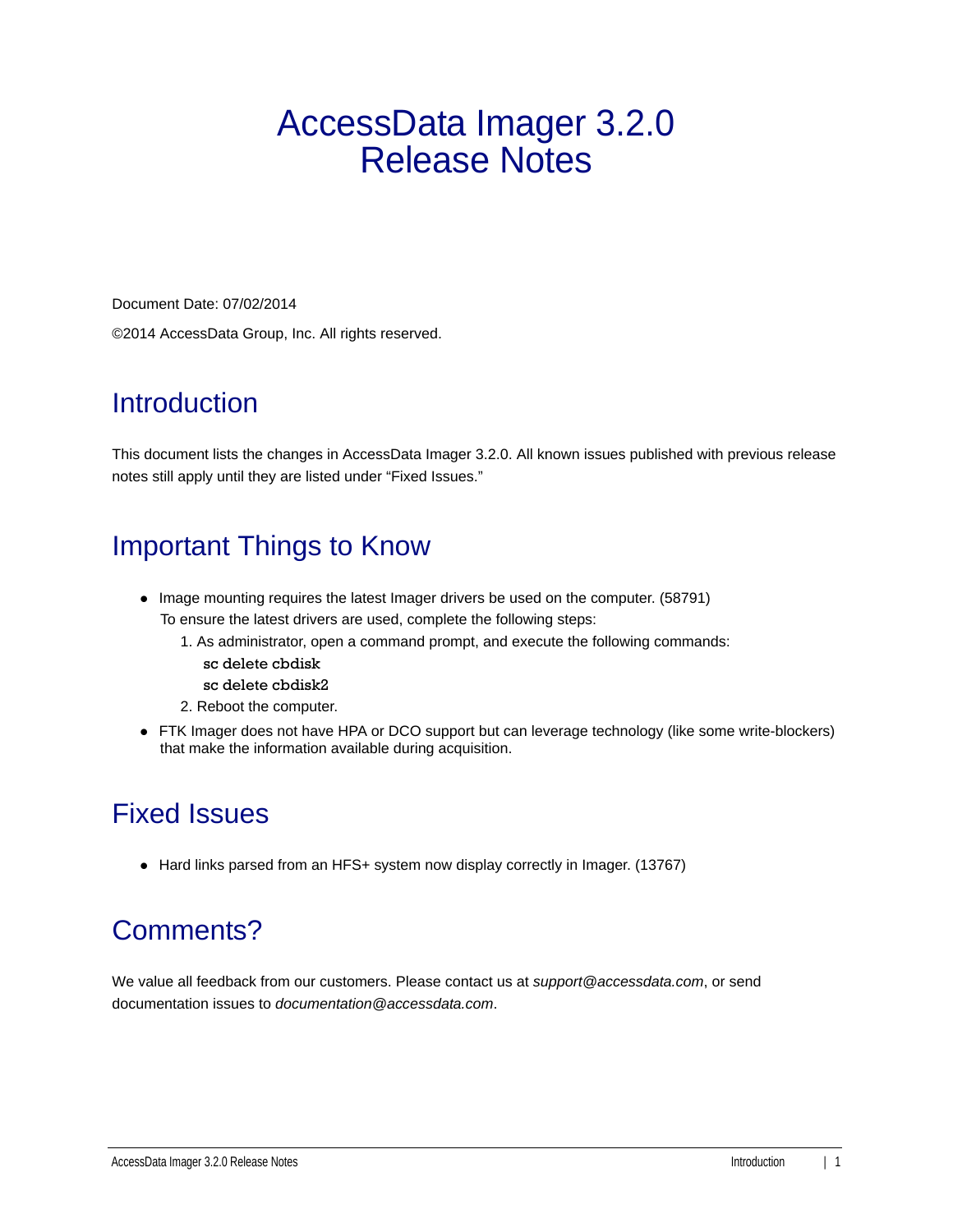# AccessData Imager 3.2.0 Release Notes

Document Date: 07/02/2014

©2014 AccessData Group, Inc. All rights reserved.

## Introduction

This document lists the changes in AccessData Imager 3.2.0. All known issues published with previous release notes still apply until they are listed under "Fixed Issues."

## Important Things to Know

- Image mounting requires the latest Imager drivers be used on the computer. (58791)
  To ensure the latest drivers are used, complete the following steps:
  1. As administrator, open a command prompt, and execute the following commands:
     ```
     sc delete cbdisk
     sc delete cbdisk2
     ```
  2. Reboot the computer.
- FTK Imager does not have HPA or DCO support but can leverage technology (like some write-blockers) that make the information available during acquisition.

## Fixed Issues

- Hard links parsed from an HFS+ system now display correctly in Imager. (13767)

## Comments?

We value all feedback from our customers. Please contact us at *support@accessdata.com*, or send documentation issues to *documentation@accessdata.com*.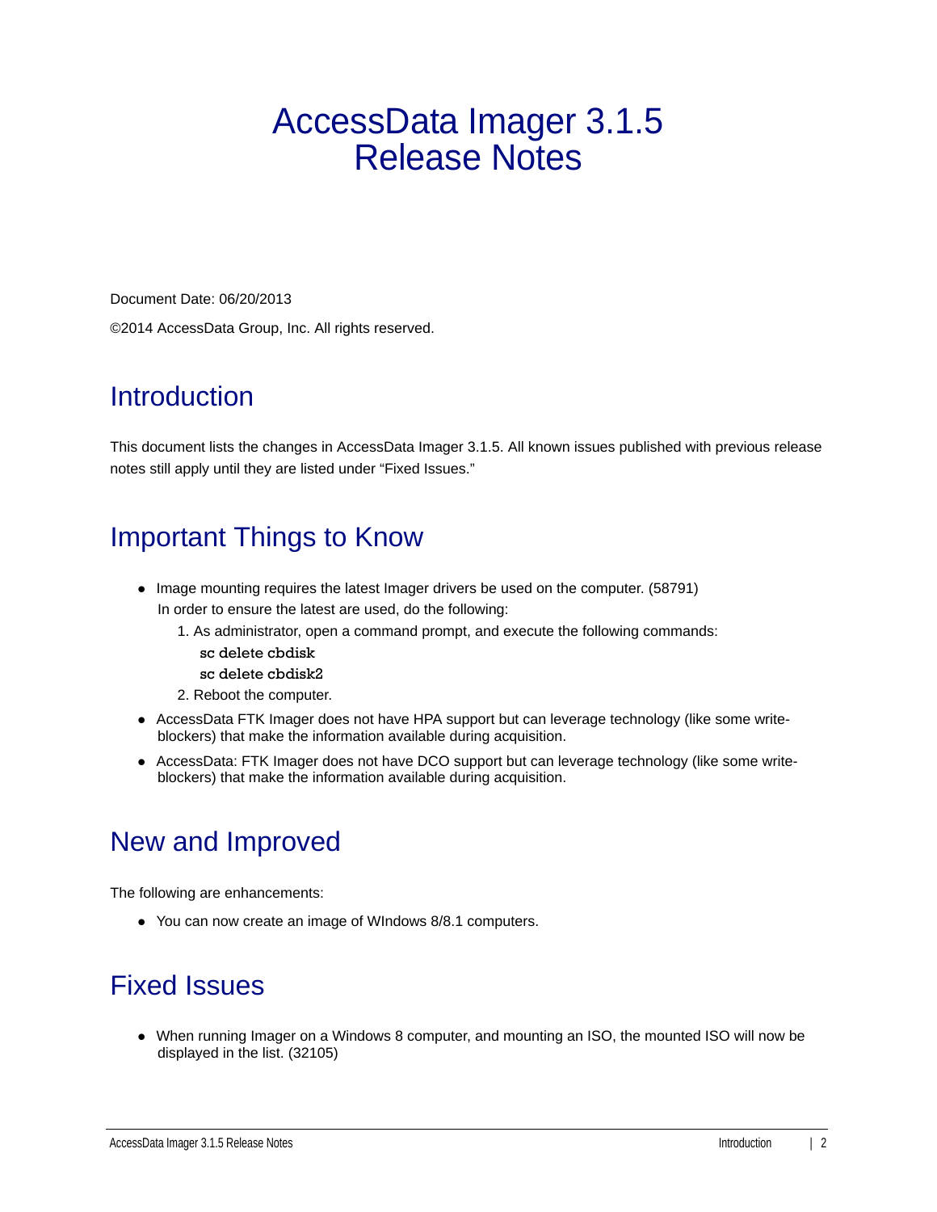# AccessData Imager 3.1.5 Release Notes

Document Date: 06/20/2013

©2014 AccessData Group, Inc. All rights reserved.

## Introduction

This document lists the changes in AccessData Imager 3.1.5. All known issues published with previous release notes still apply until they are listed under “Fixed Issues.”

## Important Things to Know

- Image mounting requires the latest Imager drivers be used on the computer. (58791)
  In order to ensure the latest are used, do the following:
  1. As administrator, open a command prompt, and execute the following commands:
     sc delete cbdisk
     sc delete cbdisk2
  2. Reboot the computer.
- AccessData FTK Imager does not have HPA support but can leverage technology (like some write-blockers) that make the information available during acquisition.
- AccessData: FTK Imager does not have DCO support but can leverage technology (like some write-blockers) that make the information available during acquisition.

## New and Improved

The following are enhancements:

- You can now create an image of WIndows 8/8.1 computers.

## Fixed Issues

- When running Imager on a Windows 8 computer, and mounting an ISO, the mounted ISO will now be displayed in the list. (32105)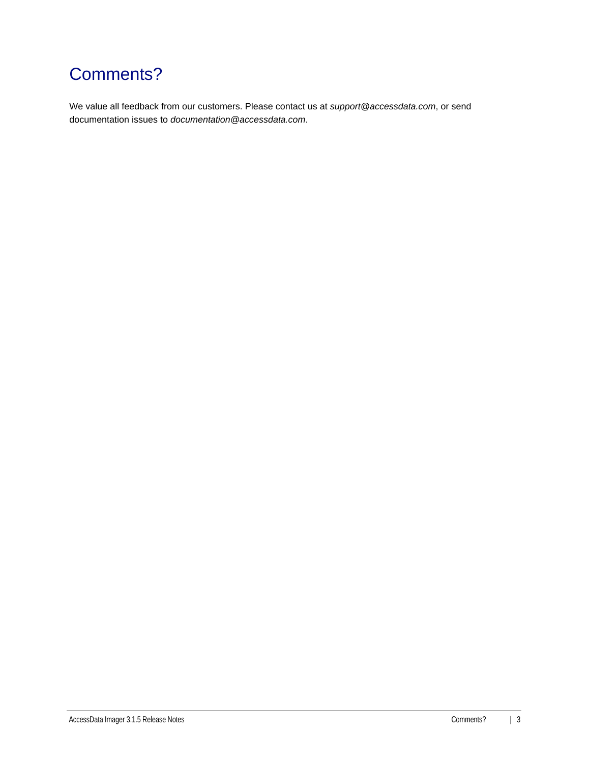# Comments?

We value all feedback from our customers. Please contact us at *support@accessdata.com*, or send documentation issues to *documentation@accessdata.com*.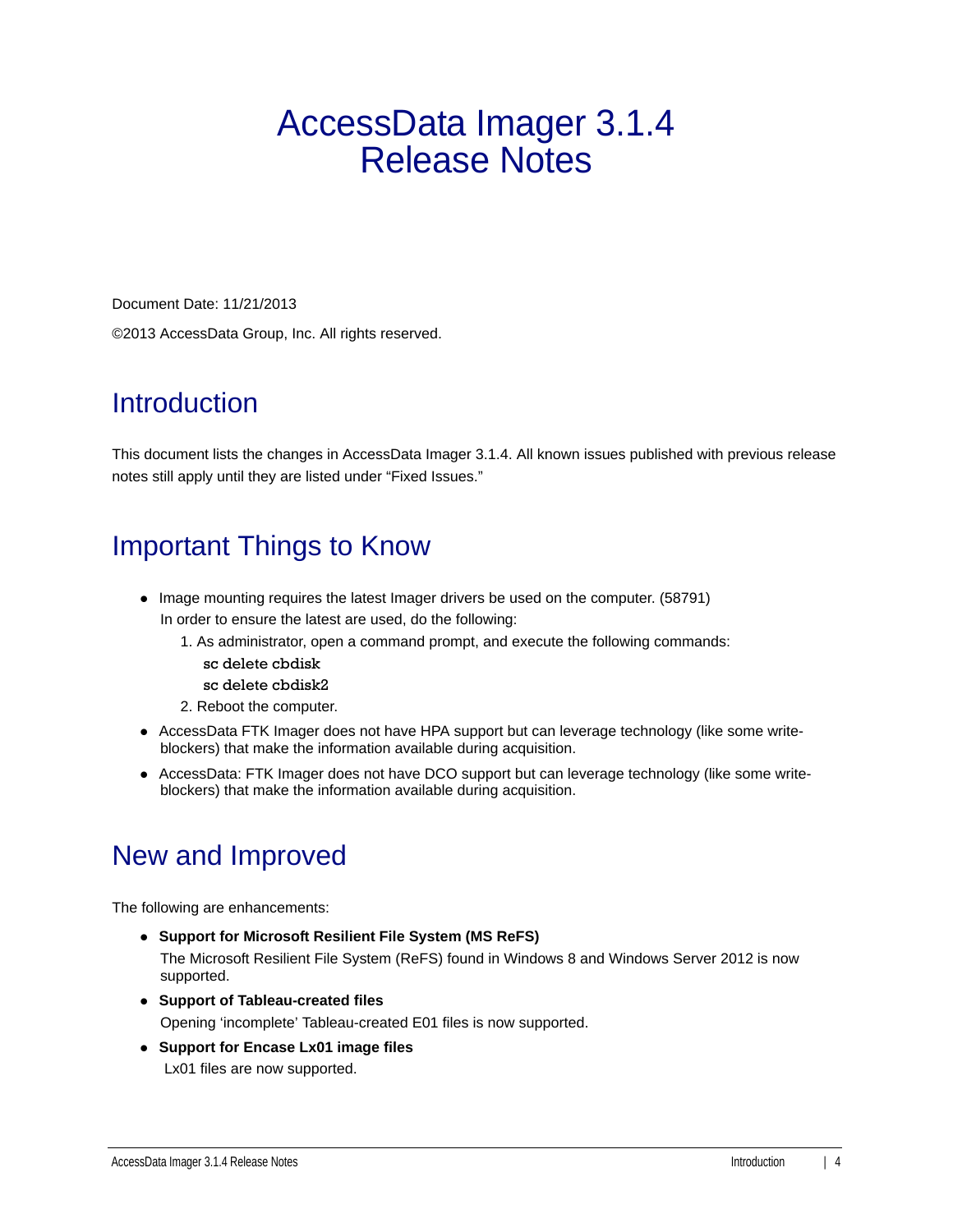# AccessData Imager 3.1.4 Release Notes

Document Date: 11/21/2013

©2013 AccessData Group, Inc. All rights reserved.

## Introduction

This document lists the changes in AccessData Imager 3.1.4. All known issues published with previous release notes still apply until they are listed under "Fixed Issues."

## Important Things to Know

- Image mounting requires the latest Imager drivers be used on the computer. (58791)
  In order to ensure the latest are used, do the following:
  1. As administrator, open a command prompt, and execute the following commands:
     ```
     sc delete cbdisk
     sc delete cbdisk2
     ```
  2. Reboot the computer.
- AccessData FTK Imager does not have HPA support but can leverage technology (like some write-blockers) that make the information available during acquisition.
- AccessData: FTK Imager does not have DCO support but can leverage technology (like some write-blockers) that make the information available during acquisition.

## New and Improved

The following are enhancements:

- **Support for Microsoft Resilient File System (MS ReFS)**
  The Microsoft Resilient File System (ReFS) found in Windows 8 and Windows Server 2012 is now supported.
- **Support of Tableau-created files**
  Opening 'incomplete' Tableau-created E01 files is now supported.
- **Support for Encase Lx01 image files**
  Lx01 files are now supported.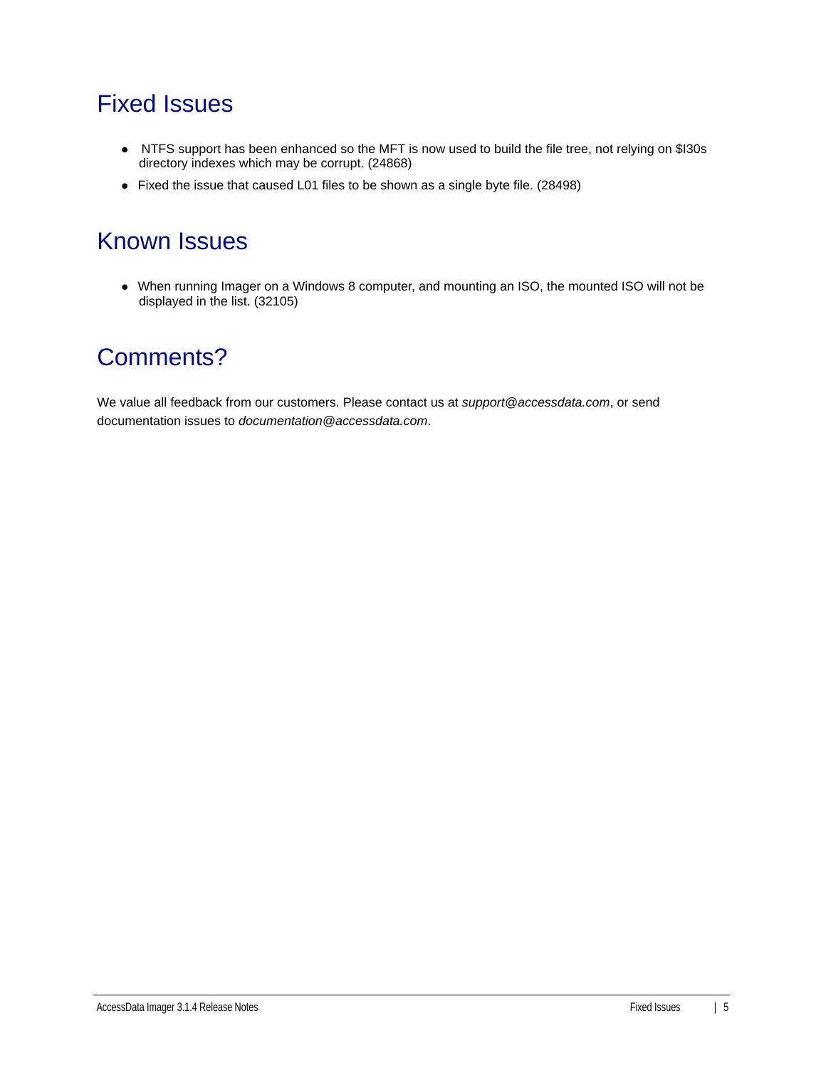## Fixed Issues

- NTFS support has been enhanced so the MFT is now used to build the file tree, not relying on $I30s directory indexes which may be corrupt. (24868)
- Fixed the issue that caused L01 files to be shown as a single byte file. (28498)

## Known Issues

- When running Imager on a Windows 8 computer, and mounting an ISO, the mounted ISO will not be displayed in the list. (32105)

## Comments?

We value all feedback from our customers. Please contact us at *support@accessdata.com*, or send documentation issues to *documentation@accessdata.com*.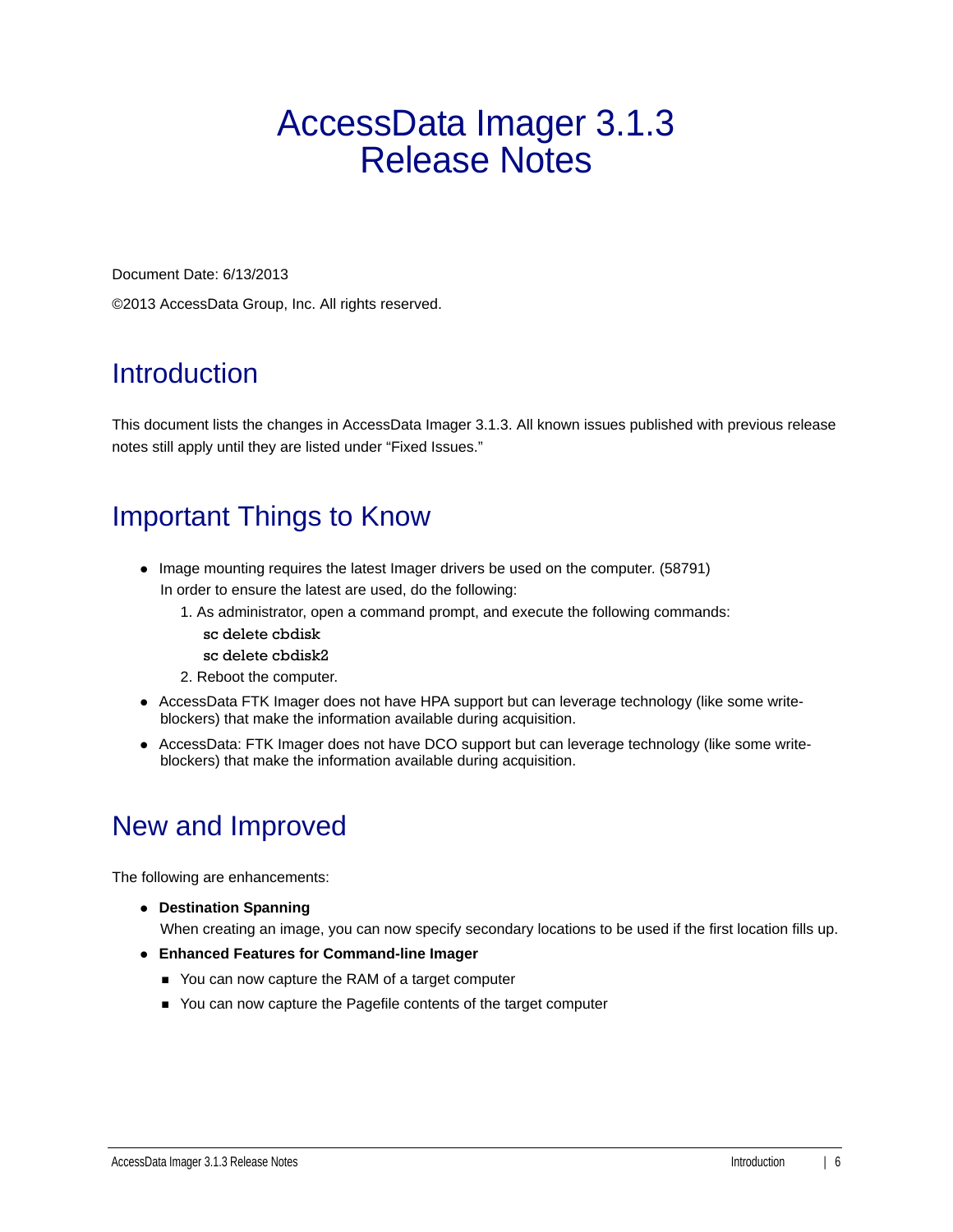# AccessData Imager 3.1.3 Release Notes

Document Date: 6/13/2013

©2013 AccessData Group, Inc. All rights reserved.

## Introduction

This document lists the changes in AccessData Imager 3.1.3. All known issues published with previous release notes still apply until they are listed under "Fixed Issues."

## Important Things to Know

- Image mounting requires the latest Imager drivers be used on the computer. (58791)
  In order to ensure the latest are used, do the following:
  1. As administrator, open a command prompt, and execute the following commands:
     ```
     sc delete cbdisk
     sc delete cbdisk2
     ```
  2. Reboot the computer.
- AccessData FTK Imager does not have HPA support but can leverage technology (like some write-blockers) that make the information available during acquisition.
- AccessData: FTK Imager does not have DCO support but can leverage technology (like some write-blockers) that make the information available during acquisition.

## New and Improved

The following are enhancements:

- **Destination Spanning**
  When creating an image, you can now specify secondary locations to be used if the first location fills up.
- **Enhanced Features for Command-line Imager**
  - You can now capture the RAM of a target computer
  - You can now capture the Pagefile contents of the target computer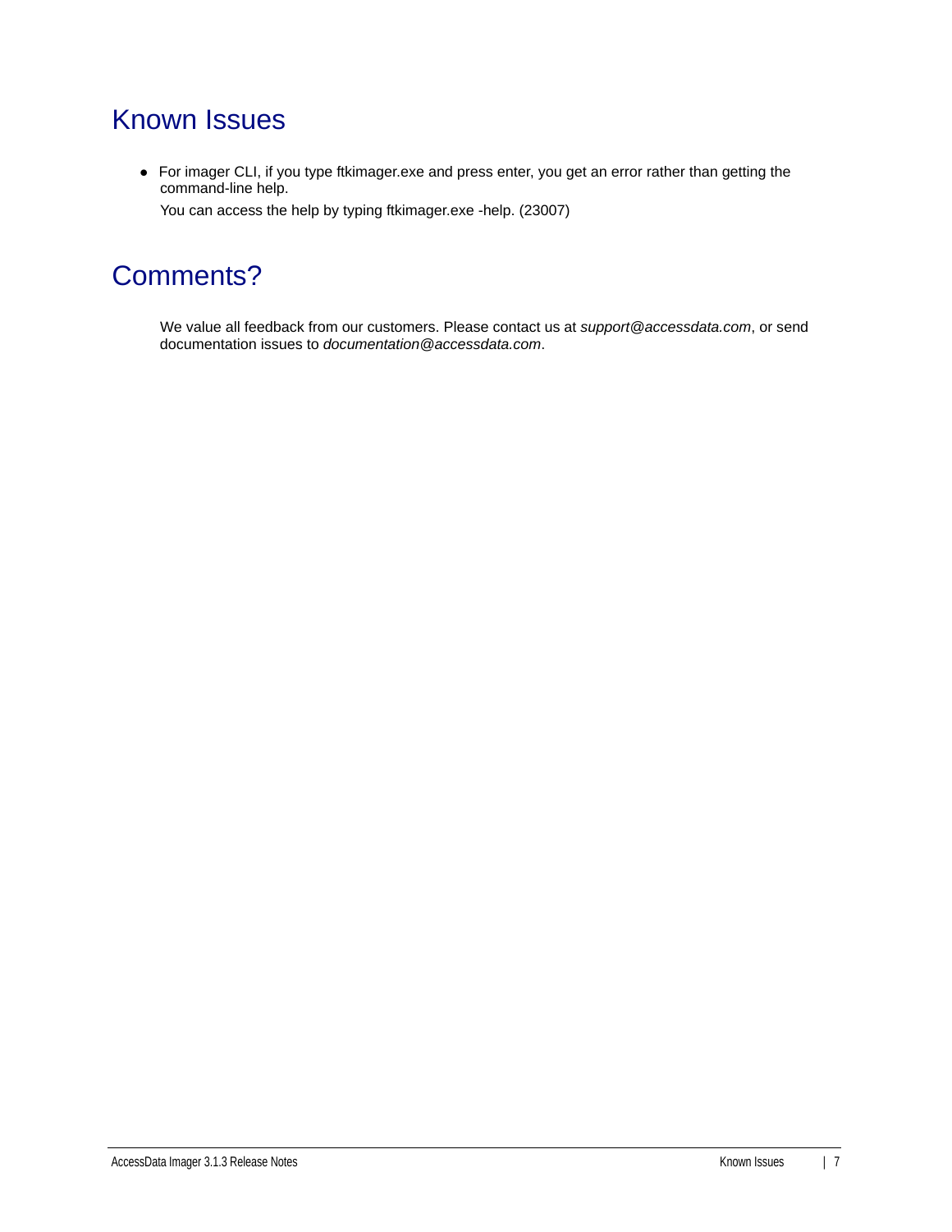# Known Issues

- For imager CLI, if you type ftkimager.exe and press enter, you get an error rather than getting the command-line help.

  You can access the help by typing ftkimager.exe -help. (23007)

# Comments?

We value all feedback from our customers. Please contact us at *support@accessdata.com*, or send documentation issues to *documentation@accessdata.com*.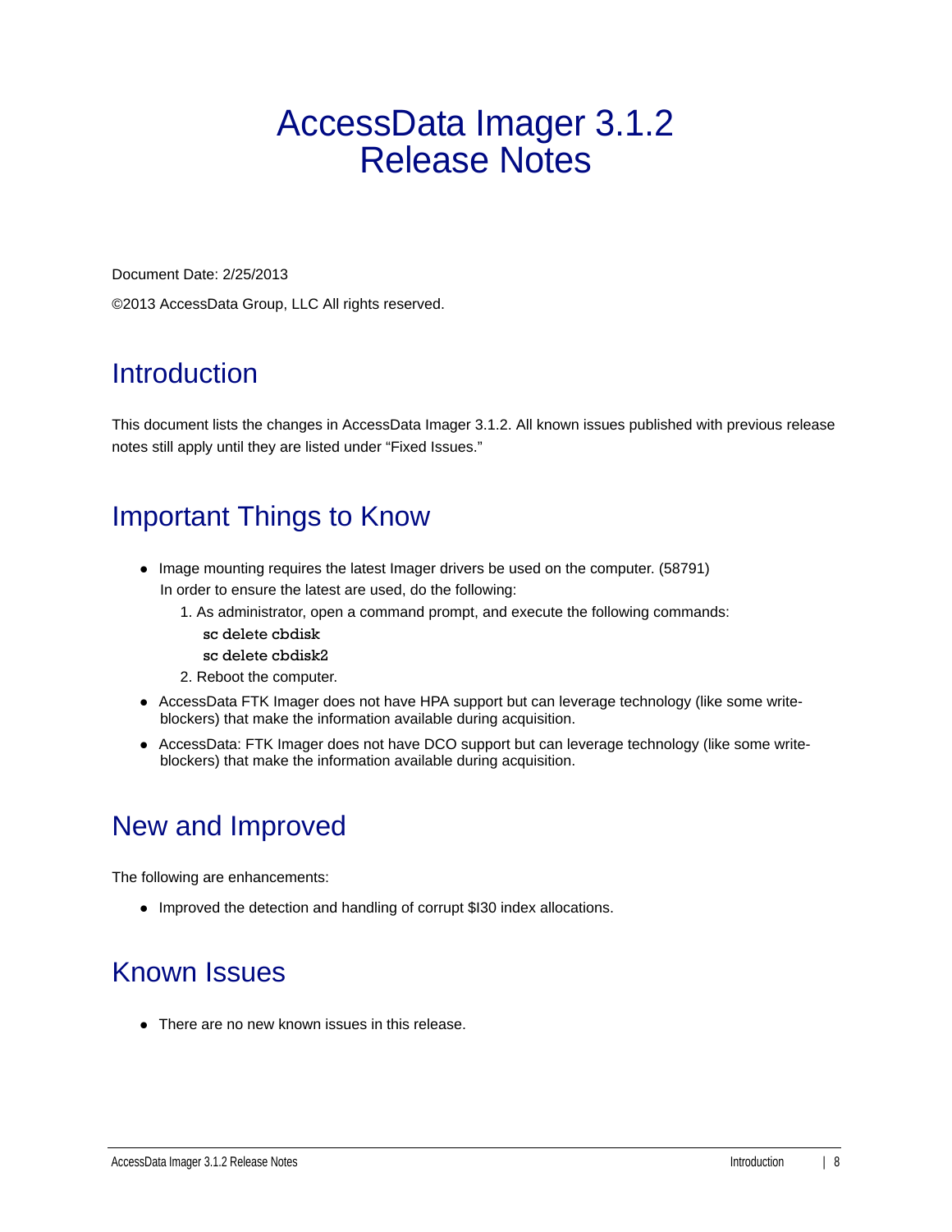# AccessData Imager 3.1.2 Release Notes

Document Date: 2/25/2013

©2013 AccessData Group, LLC All rights reserved.

## Introduction

This document lists the changes in AccessData Imager 3.1.2. All known issues published with previous release notes still apply until they are listed under "Fixed Issues."

## Important Things to Know

- Image mounting requires the latest Imager drivers be used on the computer. (58791)
  In order to ensure the latest are used, do the following:
  1. As administrator, open a command prompt, and execute the following commands:
     ```
     sc delete cbdisk
     sc delete cbdisk2
     ```
  2. Reboot the computer.
- AccessData FTK Imager does not have HPA support but can leverage technology (like some write-blockers) that make the information available during acquisition.
- AccessData: FTK Imager does not have DCO support but can leverage technology (like some write-blockers) that make the information available during acquisition.

## New and Improved

The following are enhancements:

- Improved the detection and handling of corrupt $I30 index allocations.

## Known Issues

- There are no new known issues in this release.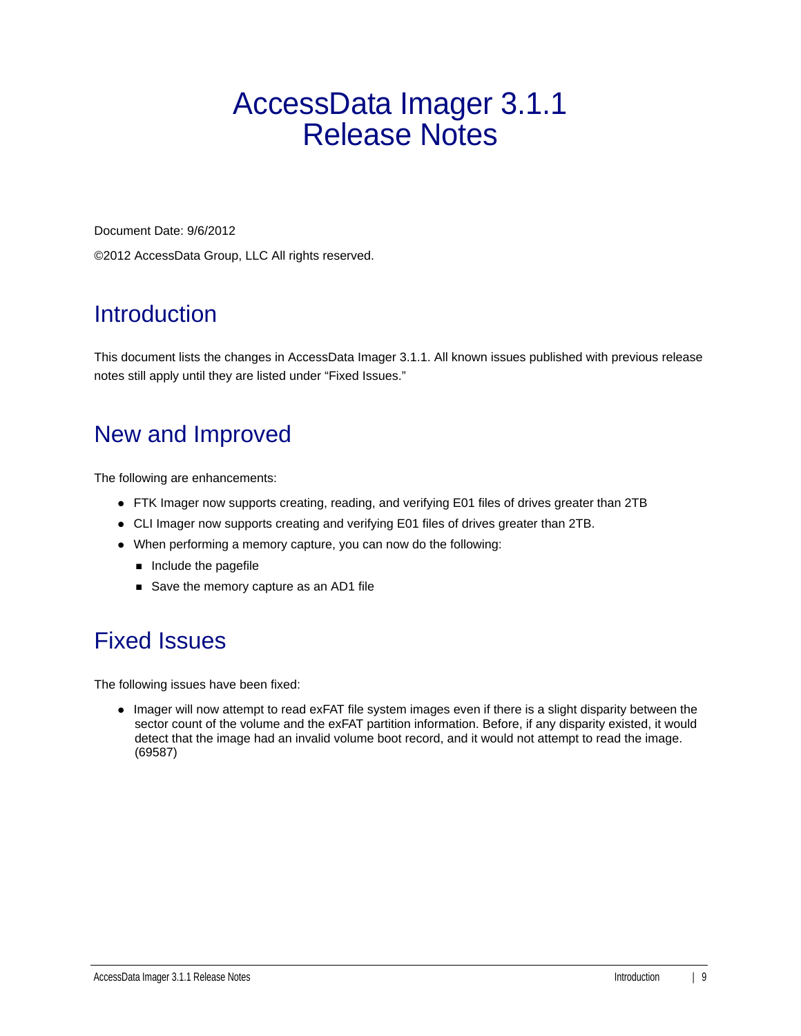# AccessData Imager 3.1.1 Release Notes

Document Date: 9/6/2012

©2012 AccessData Group, LLC All rights reserved.

## Introduction

This document lists the changes in AccessData Imager 3.1.1. All known issues published with previous release notes still apply until they are listed under “Fixed Issues.”

## New and Improved

The following are enhancements:

- FTK Imager now supports creating, reading, and verifying E01 files of drives greater than 2TB
- CLI Imager now supports creating and verifying E01 files of drives greater than 2TB.
- When performing a memory capture, you can now do the following:
  - Include the pagefile
  - Save the memory capture as an AD1 file

## Fixed Issues

The following issues have been fixed:

- Imager will now attempt to read exFAT file system images even if there is a slight disparity between the sector count of the volume and the exFAT partition information. Before, if any disparity existed, it would detect that the image had an invalid volume boot record, and it would not attempt to read the image. (69587)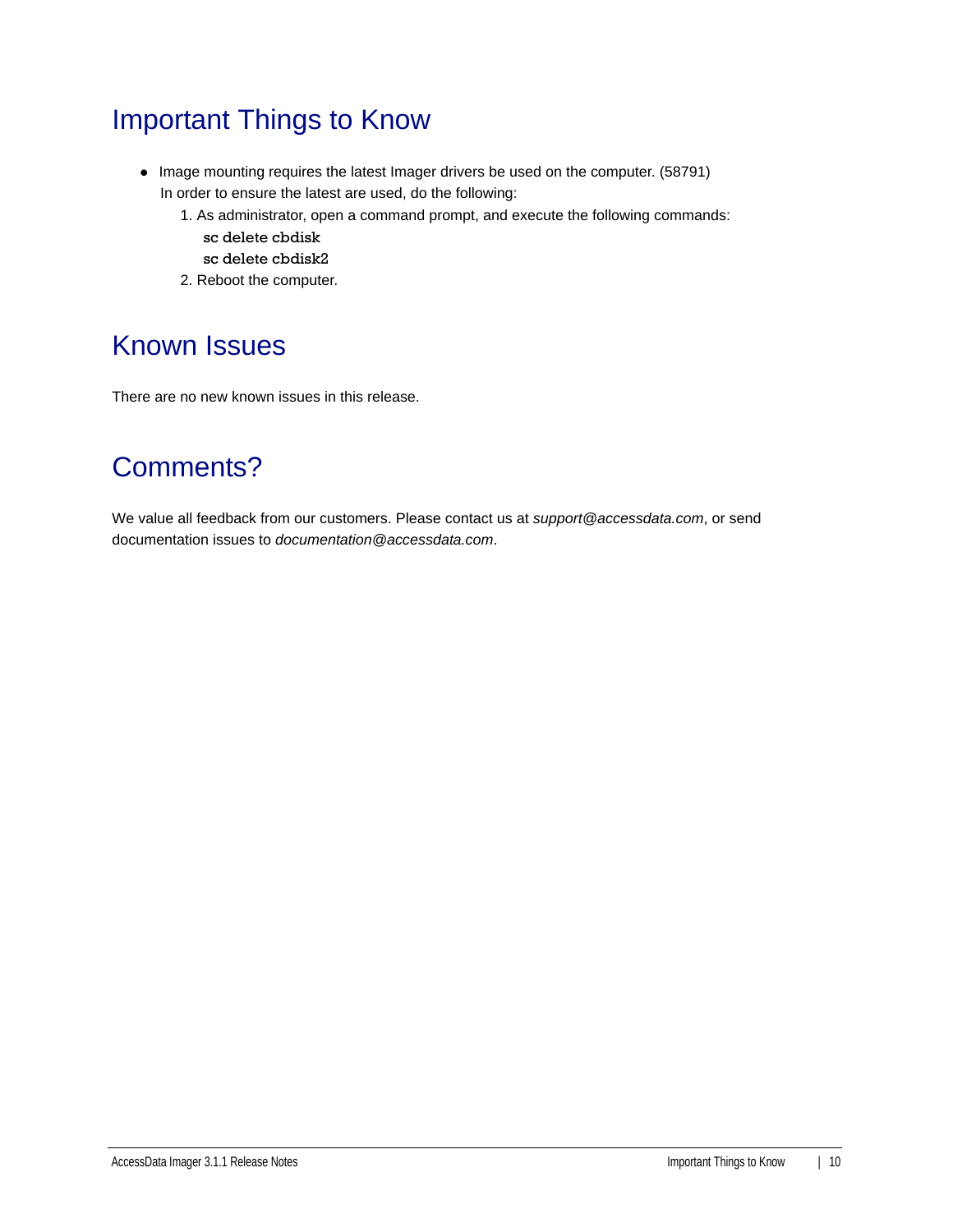# Important Things to Know

- Image mounting requires the latest Imager drivers be used on the computer. (58791)
  In order to ensure the latest are used, do the following:
  1. As administrator, open a command prompt, and execute the following commands:
     **sc delete cbdisk**
     **sc delete cbdisk2**
  2. Reboot the computer.

# Known Issues

There are no new known issues in this release.

# Comments?

We value all feedback from our customers. Please contact us at *support@accessdata.com*, or send documentation issues to *documentation@accessdata.com*.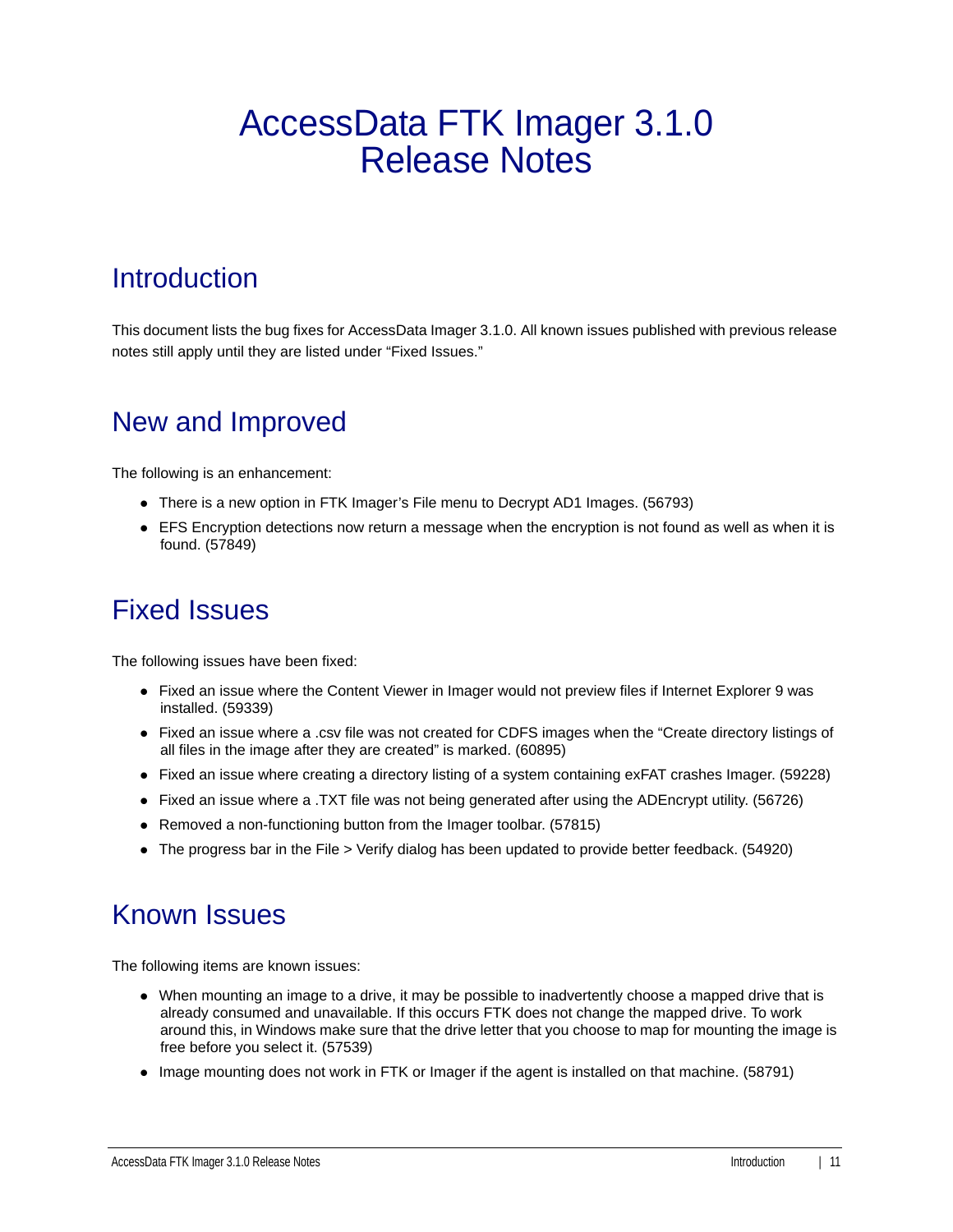# AccessData FTK Imager 3.1.0 Release Notes

## Introduction

This document lists the bug fixes for AccessData Imager 3.1.0. All known issues published with previous release notes still apply until they are listed under “Fixed Issues.”

## New and Improved

The following is an enhancement:

- There is a new option in FTK Imager’s File menu to Decrypt AD1 Images. (56793)
- EFS Encryption detections now return a message when the encryption is not found as well as when it is found. (57849)

## Fixed Issues

The following issues have been fixed:

- Fixed an issue where the Content Viewer in Imager would not preview files if Internet Explorer 9 was installed. (59339)
- Fixed an issue where a .csv file was not created for CDFS images when the “Create directory listings of all files in the image after they are created” is marked. (60895)
- Fixed an issue where creating a directory listing of a system containing exFAT crashes Imager. (59228)
- Fixed an issue where a .TXT file was not being generated after using the ADEncrypt utility. (56726)
- Removed a non-functioning button from the Imager toolbar. (57815)
- The progress bar in the File > Verify dialog has been updated to provide better feedback. (54920)

## Known Issues

The following items are known issues:

- When mounting an image to a drive, it may be possible to inadvertently choose a mapped drive that is already consumed and unavailable. If this occurs FTK does not change the mapped drive. To work around this, in Windows make sure that the drive letter that you choose to map for mounting the image is free before you select it. (57539)
- Image mounting does not work in FTK or Imager if the agent is installed on that machine. (58791)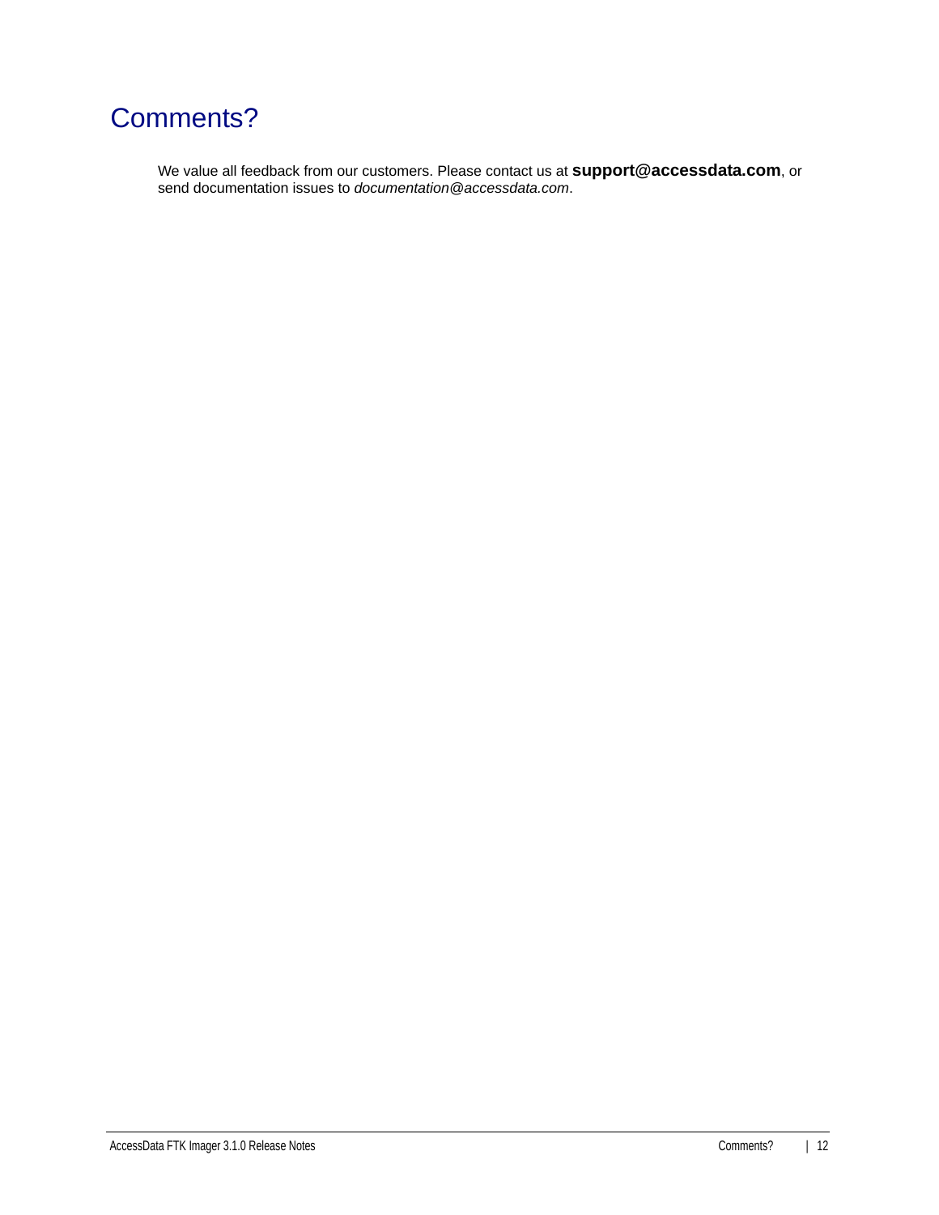# Comments?

We value all feedback from our customers. Please contact us at **support@accessdata.com**, or send documentation issues to *documentation@accessdata.com*.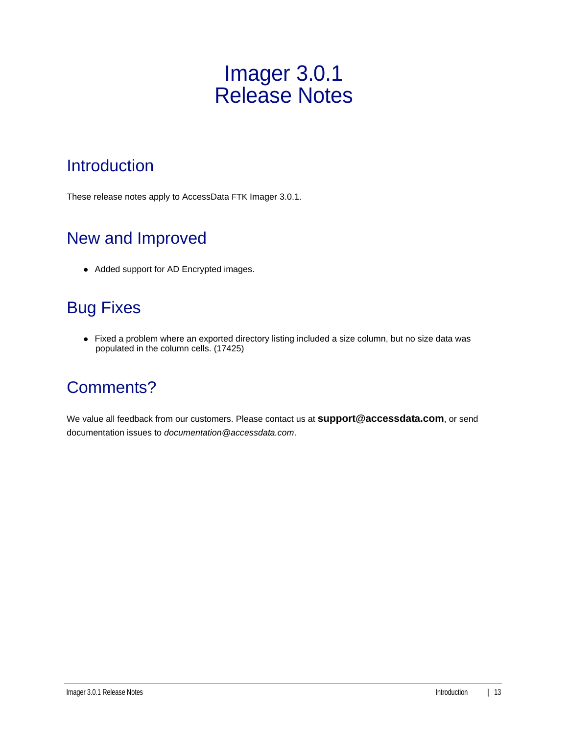# Imager 3.0.1
# Release Notes

## Introduction

These release notes apply to AccessData FTK Imager 3.0.1.

## New and Improved

- Added support for AD Encrypted images.

## Bug Fixes

- Fixed a problem where an exported directory listing included a size column, but no size data was populated in the column cells. (17425)

## Comments?

We value all feedback from our customers. Please contact us at **support@accessdata.com**, or send documentation issues to *documentation@accessdata.com*.